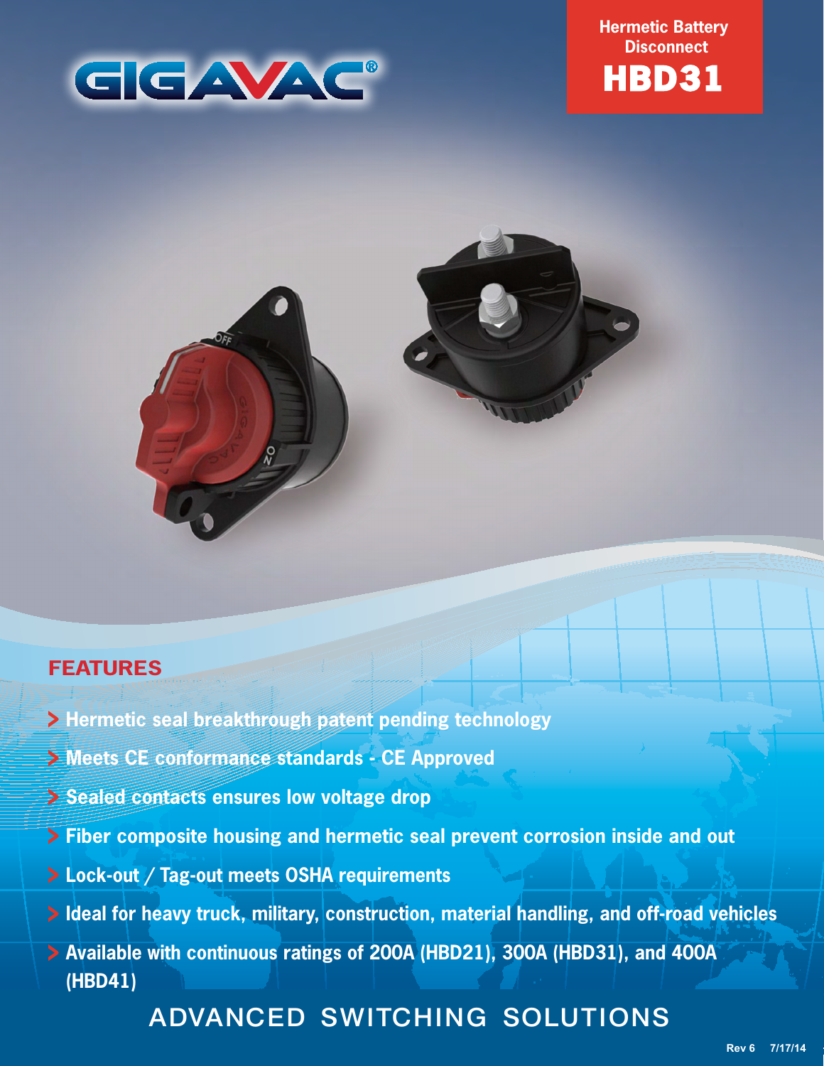GIGAVAC®

# Hermetic Battery Disconnect

# HBD31

## FEATURES

- Hermetic seal breakthrough patent pending technology
- Meets CE conformance standards - CE Approved
- Sealed contacts ensures low voltage drop
- Fiber composite housing and hermetic seal prevent corrosion inside and out
- Lock-out / Tag-out meets OSHA requirements
- Ideal for heavy truck, military, construction, material handling, and off-road vehicles
- Available with continuous ratings of 200A (HBD21), 300A (HBD31), and 400A (HBD41)

ADVANCED SWITCHING SOLUTIONS

Rev 6 7/17/14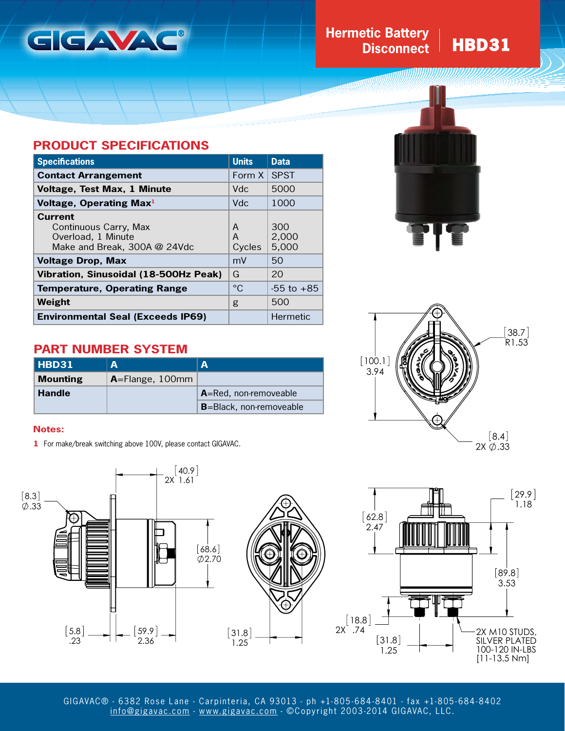# GIGAVAC®

**Hermetic Battery Disconnect** | **HBD31**

## PRODUCT SPECIFICATIONS

| Specifications | Units | Data |
|---|---|---|
| **Contact Arrangement** | Form X | SPST |
| **Voltage, Test Max, 1 Minute** | Vdc | 5000 |
| **Voltage, Operating Max**[1] | Vdc | 1000 |
| **Current** | | |
| Continuous Carry, Max | A | 300 |
| Overload, 1 Minute | A | 2,000 |
| Make and Break, 300A @ 24Vdc | Cycles | 5,000 |
| **Voltage Drop, Max** | mV | 50 |
| **Vibration, Sinusoidal (18-500Hz Peak)** | G | 20 |
| **Temperature, Operating Range** | °C | -55 to +85 |
| **Weight** | g | 500 |
| **Environmental Seal (Exceeds IP69)** | | Hermetic |

## PART NUMBER SYSTEM

| HBD31 | A | A |
|---|---|---|
| **Mounting** | **A**=Flange, 100mm | |
| **Handle** | | **A**=Red, non-removeable |
| | | **B**=Black, non-removeable |

**Notes:**

1 For make/break switching above 100V, please contact GIGAVAC.

[38.7] R1.53

[100.1] 3.94

[8.4] 2X Ø.33

[40.9] 2X 1.61

[8.3] Ø.33

[68.6] Ø2.70

[5.8] .23

[59.9] 2.36

[31.8] 1.25

[62.8] 2.47

[29.9] 1.18

[89.8] 3.53

[18.8] 2X .74

[31.8] 1.25

2X M10 STUDS, SILVER PLATED 100-120 IN-LBS [11-13.5 Nm]

GIGAVAC® - 6382 Rose Lane - Carpinteria, CA 93013 - ph +1-805-684-8401 - fax +1-805-684-8402
info@gigavac.com - www.gigavac.com - ©Copyright 2003-2014 GIGAVAC, LLC.